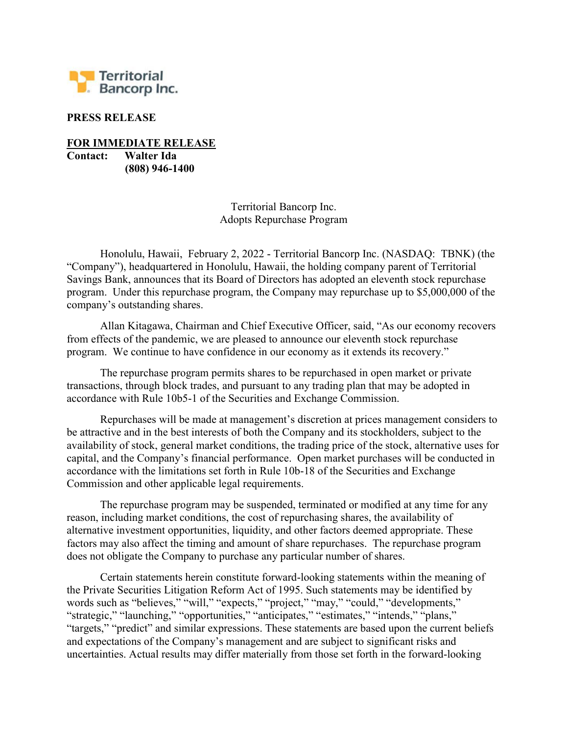Territorial Bancorp Inc.

**PRESS RELEASE**

**FOR IMMEDIATE RELEASE**
**Contact: Walter Ida**
**(808) 946-1400**

Territorial Bancorp Inc.
Adopts Repurchase Program

Honolulu, Hawaii, February 2, 2022 - Territorial Bancorp Inc. (NASDAQ: TBNK) (the "Company"), headquartered in Honolulu, Hawaii, the holding company parent of Territorial Savings Bank, announces that its Board of Directors has adopted an eleventh stock repurchase program. Under this repurchase program, the Company may repurchase up to $5,000,000 of the company's outstanding shares.

Allan Kitagawa, Chairman and Chief Executive Officer, said, "As our economy recovers from effects of the pandemic, we are pleased to announce our eleventh stock repurchase program. We continue to have confidence in our economy as it extends its recovery."

The repurchase program permits shares to be repurchased in open market or private transactions, through block trades, and pursuant to any trading plan that may be adopted in accordance with Rule 10b5-1 of the Securities and Exchange Commission.

Repurchases will be made at management's discretion at prices management considers to be attractive and in the best interests of both the Company and its stockholders, subject to the availability of stock, general market conditions, the trading price of the stock, alternative uses for capital, and the Company's financial performance. Open market purchases will be conducted in accordance with the limitations set forth in Rule 10b-18 of the Securities and Exchange Commission and other applicable legal requirements.

The repurchase program may be suspended, terminated or modified at any time for any reason, including market conditions, the cost of repurchasing shares, the availability of alternative investment opportunities, liquidity, and other factors deemed appropriate. These factors may also affect the timing and amount of share repurchases. The repurchase program does not obligate the Company to purchase any particular number of shares.

Certain statements herein constitute forward-looking statements within the meaning of the Private Securities Litigation Reform Act of 1995. Such statements may be identified by words such as "believes," "will," "expects," "project," "may," "could," "developments," "strategic," "launching," "opportunities," "anticipates," "estimates," "intends," "plans," "targets," "predict" and similar expressions. These statements are based upon the current beliefs and expectations of the Company's management and are subject to significant risks and uncertainties. Actual results may differ materially from those set forth in the forward-looking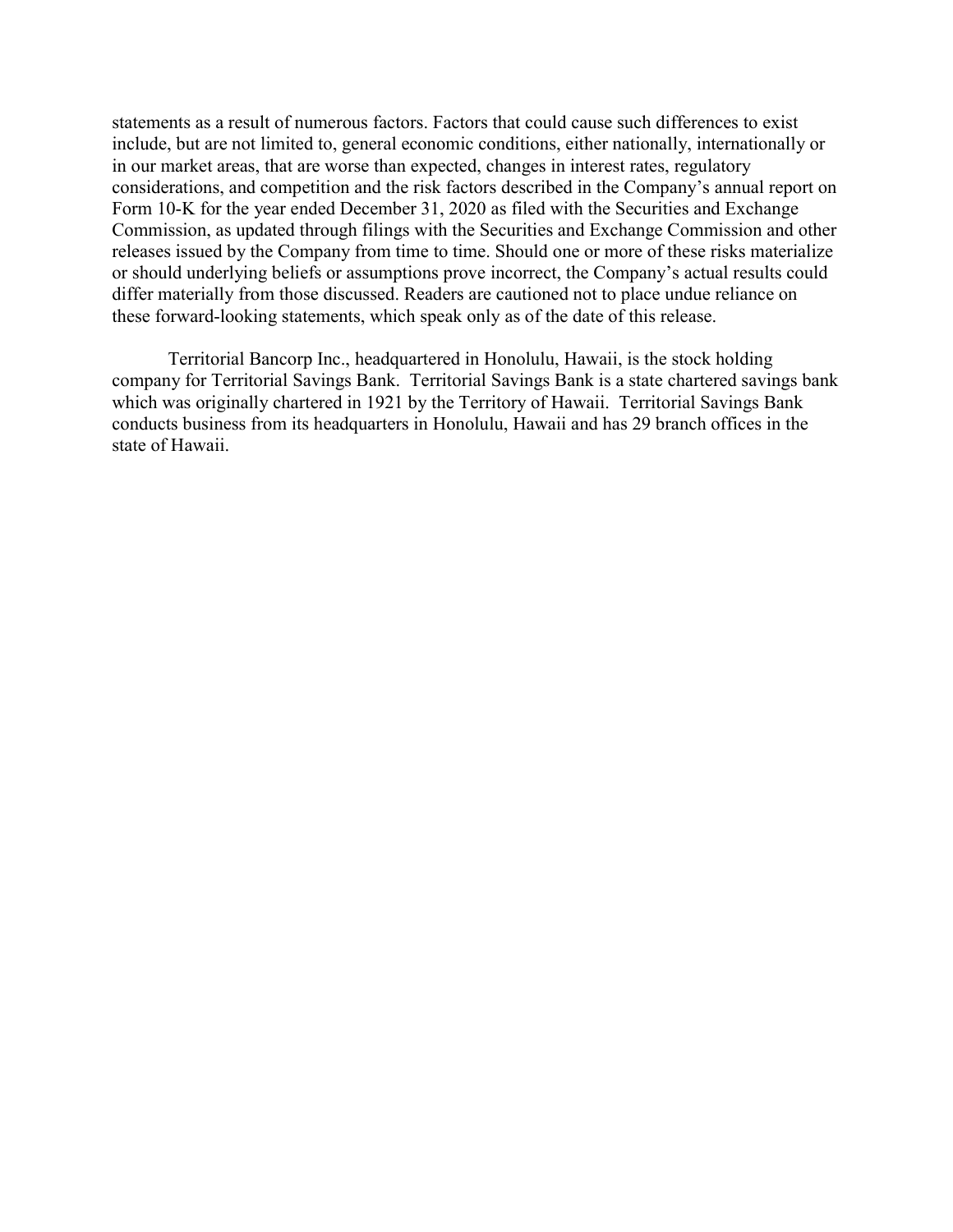statements as a result of numerous factors. Factors that could cause such differences to exist include, but are not limited to, general economic conditions, either nationally, internationally or in our market areas, that are worse than expected, changes in interest rates, regulatory considerations, and competition and the risk factors described in the Company's annual report on Form 10-K for the year ended December 31, 2020 as filed with the Securities and Exchange Commission, as updated through filings with the Securities and Exchange Commission and other releases issued by the Company from time to time. Should one or more of these risks materialize or should underlying beliefs or assumptions prove incorrect, the Company's actual results could differ materially from those discussed. Readers are cautioned not to place undue reliance on these forward-looking statements, which speak only as of the date of this release.

Territorial Bancorp Inc., headquartered in Honolulu, Hawaii, is the stock holding company for Territorial Savings Bank. Territorial Savings Bank is a state chartered savings bank which was originally chartered in 1921 by the Territory of Hawaii. Territorial Savings Bank conducts business from its headquarters in Honolulu, Hawaii and has 29 branch offices in the state of Hawaii.